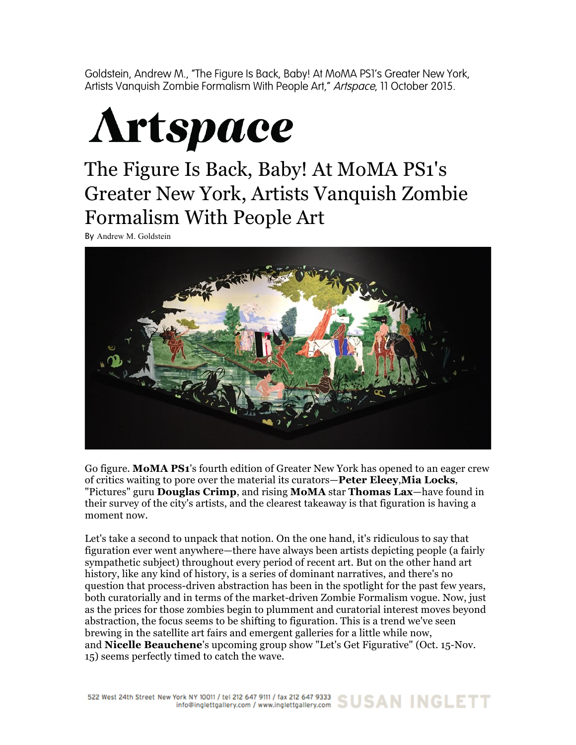Goldstein, Andrew M., "The Figure Is Back, Baby! At MoMA PS1's Greater New York, Artists Vanquish Zombie Formalism With People Art," *Artspace*, 11 October 2015.

# Artspace

## The Figure Is Back, Baby! At MoMA PS1's Greater New York, Artists Vanquish Zombie Formalism With People Art

By Andrew M. Goldstein

Go figure. **MoMA PS1**'s fourth edition of Greater New York has opened to an eager crew of critics waiting to pore over the material its curators—**Peter Eleey**,**Mia Locks**, "Pictures" guru **Douglas Crimp**, and rising **MoMA** star **Thomas Lax**—have found in their survey of the city's artists, and the clearest takeaway is that figuration is having a moment now.

Let's take a second to unpack that notion. On the one hand, it's ridiculous to say that figuration ever went anywhere—there have always been artists depicting people (a fairly sympathetic subject) throughout every period of recent art. But on the other hand art history, like any kind of history, is a series of dominant narratives, and there's no question that process-driven abstraction has been in the spotlight for the past few years, both curatorially and in terms of the market-driven Zombie Formalism vogue. Now, just as the prices for those zombies begin to plummet and curatorial interest moves beyond abstraction, the focus seems to be shifting to figuration. This is a trend we've seen brewing in the satellite art fairs and emergent galleries for a little while now, and **Nicelle Beauchene**'s upcoming group show "Let's Get Figurative" (Oct. 15-Nov. 15) seems perfectly timed to catch the wave.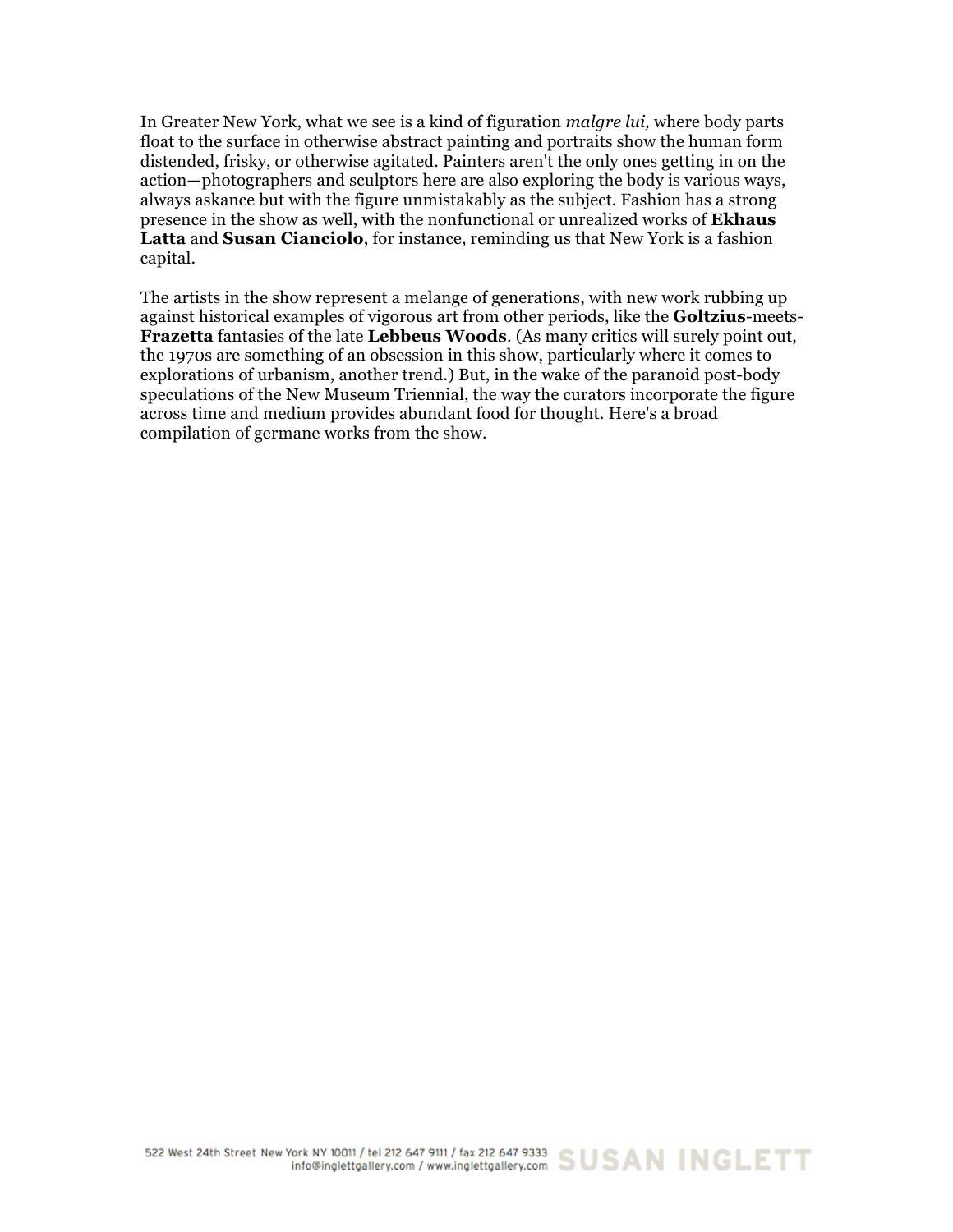In Greater New York, what we see is a kind of figuration *malgre lui,* where body parts float to the surface in otherwise abstract painting and portraits show the human form distended, frisky, or otherwise agitated. Painters aren't the only ones getting in on the action—photographers and sculptors here are also exploring the body is various ways, always askance but with the figure unmistakably as the subject. Fashion has a strong presence in the show as well, with the nonfunctional or unrealized works of **Ekhaus Latta** and **Susan Cianciolo**, for instance, reminding us that New York is a fashion capital.

The artists in the show represent a melange of generations, with new work rubbing up against historical examples of vigorous art from other periods, like the **Goltzius**-meets-**Frazetta** fantasies of the late **Lebbeus Woods**. (As many critics will surely point out, the 1970s are something of an obsession in this show, particularly where it comes to explorations of urbanism, another trend.) But, in the wake of the paranoid post-body speculations of the New Museum Triennial, the way the curators incorporate the figure across time and medium provides abundant food for thought. Here's a broad compilation of germane works from the show.